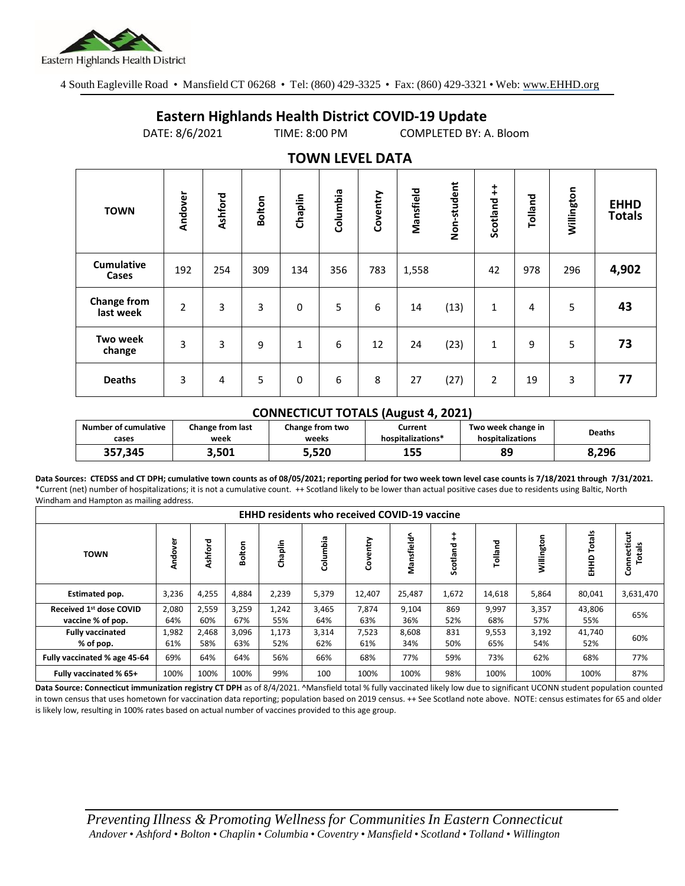Eastern Highlands Health District

4 South Eagleville Road • Mansfield CT 06268 • Tel: (860) 429-3325 • Fax: (860) 429-3321 • Web: www.EHHD.org

# Eastern Highlands Health District COVID-19 Update

DATE: 8/6/2021 TIME: 8:00 PM COMPLETED BY: A. Bloom

## TOWN LEVEL DATA

| TOWN | Andover | Ashford | Bolton | Chaplin | Columbia | Coventry | Mansfield | Non-student | Scotland ++ | Tolland | Willington | EHHD Totals |
|---|---|---|---|---|---|---|---|---|---|---|---|---|
| Cumulative Cases | 192 | 254 | 309 | 134 | 356 | 783 | 1,558 | | 42 | 978 | 296 | **4,902** |
| Change from last week | 2 | 3 | 3 | 0 | 5 | 6 | 14 | (13) | 1 | 4 | 5 | **43** |
| Two week change | 3 | 3 | 9 | 1 | 6 | 12 | 24 | (23) | 1 | 9 | 5 | **73** |
| Deaths | 3 | 4 | 5 | 0 | 6 | 8 | 27 | (27) | 2 | 19 | 3 | **77** |

### CONNECTICUT TOTALS (August 4, 2021)

| Number of cumulative cases | Change from last week | Change from two weeks | Current hospitalizations* | Two week change in hospitalizations | Deaths |
|---|---|---|---|---|---|
| **357,345** | **3,501** | **5,520** | **155** | **89** | **8,296** |

**Data Sources: CTEDSS and CT DPH; cumulative town counts as of 08/05/2021; reporting period for two week town level case counts is 7/18/2021 through 7/31/2021.** *Current (net) number of hospitalizations; it is not a cumulative count. ++ Scotland likely to be lower than actual positive cases due to residents using Baltic, North Windham and Hampton as mailing address.

| EHHD residents who received COVID-19 vaccine | | | | | | | | | | | | |
|---|---|---|---|---|---|---|---|---|---|---|---|---|
| TOWN | Andover | Ashford | Bolton | Chaplin | Columbia | Coventry | Mansfield^ | Scotland ++ | Tolland | Willington | EHHD Totals | Connecticut Totals |
| Estimated pop. | 3,236 | 4,255 | 4,884 | 2,239 | 5,379 | 12,407 | 25,487 | 1,672 | 14,618 | 5,864 | 80,041 | 3,631,470 |
| Received 1st dose COVID vaccine % of pop. | 2,080 64% | 2,559 60% | 3,259 67% | 1,242 55% | 3,465 64% | 7,874 63% | 9,104 36% | 869 52% | 9,997 68% | 3,357 57% | 43,806 55% | 65% |
| Fully vaccinated % of pop. | 1,982 61% | 2,468 58% | 3,096 63% | 1,173 52% | 3,314 62% | 7,523 61% | 8,608 34% | 831 50% | 9,553 65% | 3,192 54% | 41,740 52% | 60% |
| Fully vaccinated % age 45-64 | 69% | 64% | 64% | 56% | 66% | 68% | 77% | 59% | 73% | 62% | 68% | 77% |
| Fully vaccinated % 65+ | 100% | 100% | 100% | 99% | 100 | 100% | 100% | 98% | 100% | 100% | 100% | 87% |

**Data Source: Connecticut immunization registry CT DPH** as of 8/4/2021. ^Mansfield total % fully vaccinated likely low due to significant UCONN student population counted in town census that uses hometown for vaccination data reporting; population based on 2019 census. ++ See Scotland note above. NOTE: census estimates for 65 and older is likely low, resulting in 100% rates based on actual number of vaccines provided to this age group.

*Preventing Illness & Promoting Wellness for Communities In Eastern Connecticut*
*Andover • Ashford • Bolton • Chaplin • Columbia • Coventry • Mansfield • Scotland • Tolland • Willington*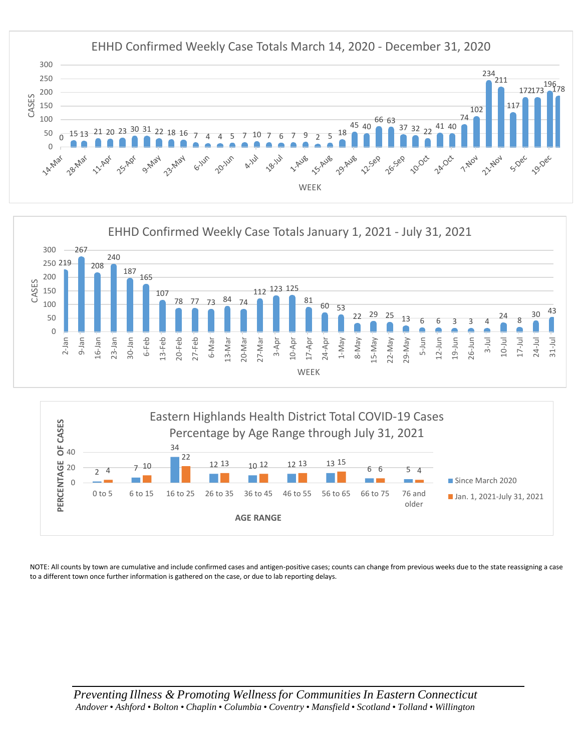EHHD Confirmed Weekly Case Totals March 14, 2020 - December 31, 2020

CASES

300
250
200
150
100
50
0

0 15 13 21 20 23 30 31 22 18 16 7 4 4 5 7 10 7 6 7 9 2 5 18 45 40 66 63 37 32 22 41 40 74 102 234 211 117 172 173 196 178

14-Mar 28-Mar 11-Apr 25-Apr 9-May 23-May 6-Jun 20-Jun 4-Jul 18-Jul 1-Aug 15-Aug 29-Aug 12-Sep 26-Sep 10-Oct 24-Oct 7-Nov 21-Nov 5-Dec 19-Dec

WEEK

EHHD Confirmed Weekly Case Totals January 1, 2021 - July 31, 2021

CASES

300
250
200
150
100
50
0

219 267 208 240 187 165 107 78 77 73 84 74 112 123 125 81 60 53 22 29 25 13 6 6 3 3 4 24 8 30 43

2-Jan 9-Jan 16-Jan 23-Jan 30-Jan 6-Feb 13-Feb 20-Feb 27-Feb 6-Mar 13-Mar 20-Mar 27-Mar 3-Apr 10-Apr 17-Apr 24-Apr 1-May 8-May 15-May 22-May 29-May 5-Jun 12-Jun 19-Jun 26-Jun 3-Jul 10-Jul 17-Jul 24-Jul 31-Jul

WEEK

Eastern Highlands Health District Total COVID-19 Cases Percentage by Age Range through July 31, 2021

PERCENTAGE OF CASES

40
20
0

2 4 7 10 34 22 12 13 10 12 12 13 13 15 6 6 5 4

0 to 5 6 to 15 16 to 25 26 to 35 36 to 45 46 to 55 56 to 65 66 to 75 76 and older

AGE RANGE

Since March 2020
Jan. 1, 2021-July 31, 2021

NOTE: All counts by town are cumulative and include confirmed cases and antigen-positive cases; counts can change from previous weeks due to the state reassigning a case to a different town once further information is gathered on the case, or due to lab reporting delays.

*Preventing Illness & Promoting Wellness for Communities In Eastern Connecticut*
*Andover • Ashford • Bolton • Chaplin • Columbia • Coventry • Mansfield • Scotland • Tolland • Willington*